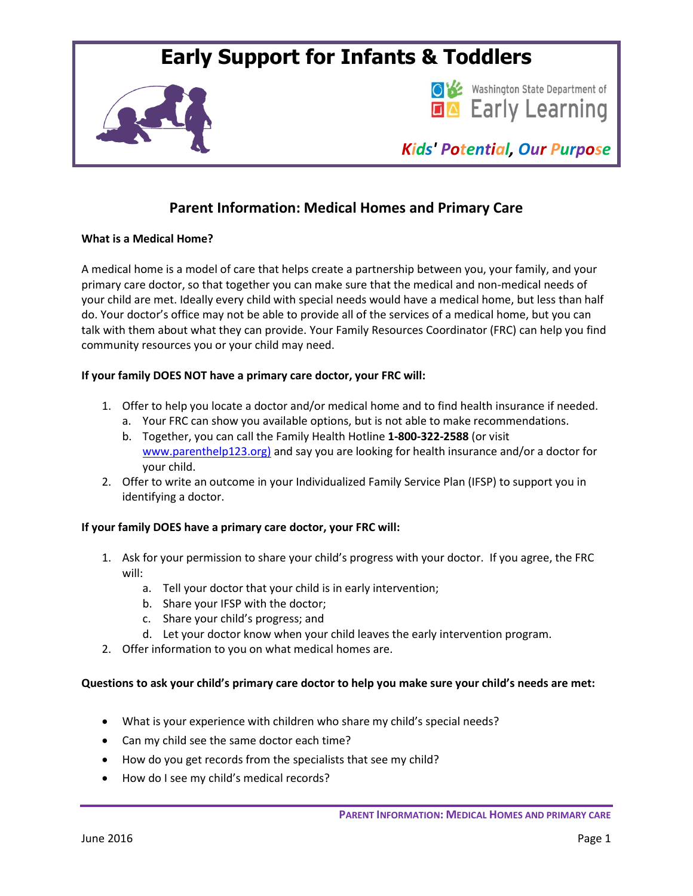# Early Support for Infants & Toddlers

Washington State Department of Early Learning

*Kids' Potential, Our Purpose*

## Parent Information: Medical Homes and Primary Care

**What is a Medical Home?**

A medical home is a model of care that helps create a partnership between you, your family, and your primary care doctor, so that together you can make sure that the medical and non-medical needs of your child are met. Ideally every child with special needs would have a medical home, but less than half do. Your doctor's office may not be able to provide all of the services of a medical home, but you can talk with them about what they can provide. Your Family Resources Coordinator (FRC) can help you find community resources you or your child may need.

**If your family DOES NOT have a primary care doctor, your FRC will:**

1. Offer to help you locate a doctor and/or medical home and to find health insurance if needed.
   a. Your FRC can show you available options, but is not able to make recommendations.
   b. Together, you can call the Family Health Hotline **1-800-322-2588** (or visit www.parenthelp123.org) and say you are looking for health insurance and/or a doctor for your child.
2. Offer to write an outcome in your Individualized Family Service Plan (IFSP) to support you in identifying a doctor.

**If your family DOES have a primary care doctor, your FRC will:**

1. Ask for your permission to share your child's progress with your doctor. If you agree, the FRC will:
   a. Tell your doctor that your child is in early intervention;
   b. Share your IFSP with the doctor;
   c. Share your child's progress; and
   d. Let your doctor know when your child leaves the early intervention program.
2. Offer information to you on what medical homes are.

**Questions to ask your child's primary care doctor to help you make sure your child's needs are met:**

- What is your experience with children who share my child's special needs?
- Can my child see the same doctor each time?
- How do you get records from the specialists that see my child?
- How do I see my child's medical records?

June 2016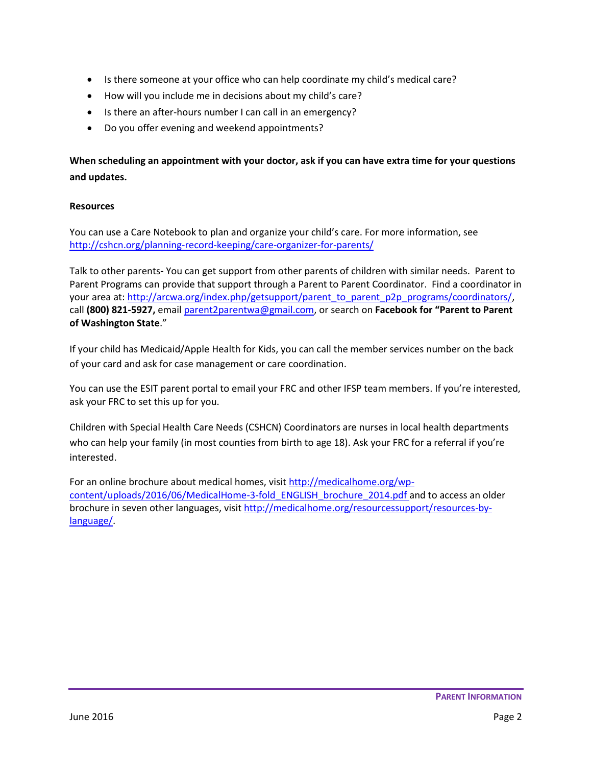- Is there someone at your office who can help coordinate my child's medical care?
- How will you include me in decisions about my child's care?
- Is there an after-hours number I can call in an emergency?
- Do you offer evening and weekend appointments?

**When scheduling an appointment with your doctor, ask if you can have extra time for your questions and updates.**

**Resources**

You can use a Care Notebook to plan and organize your child's care. For more information, see http://cshcn.org/planning-record-keeping/care-organizer-for-parents/

Talk to other parents**-** You can get support from other parents of children with similar needs. Parent to Parent Programs can provide that support through a Parent to Parent Coordinator. Find a coordinator in your area at: http://arcwa.org/index.php/getsupport/parent_to_parent_p2p_programs/coordinators/, call **(800) 821-5927,** email parent2parentwa@gmail.com, or search on **Facebook for "Parent to Parent of Washington State**."

If your child has Medicaid/Apple Health for Kids, you can call the member services number on the back of your card and ask for case management or care coordination.

You can use the ESIT parent portal to email your FRC and other IFSP team members. If you're interested, ask your FRC to set this up for you.

Children with Special Health Care Needs (CSHCN) Coordinators are nurses in local health departments who can help your family (in most counties from birth to age 18). Ask your FRC for a referral if you're interested.

For an online brochure about medical homes, visit http://medicalhome.org/wp-content/uploads/2016/06/MedicalHome-3-fold_ENGLISH_brochure_2014.pdf and to access an older brochure in seven other languages, visit http://medicalhome.org/resourcessupport/resources-by-language/.